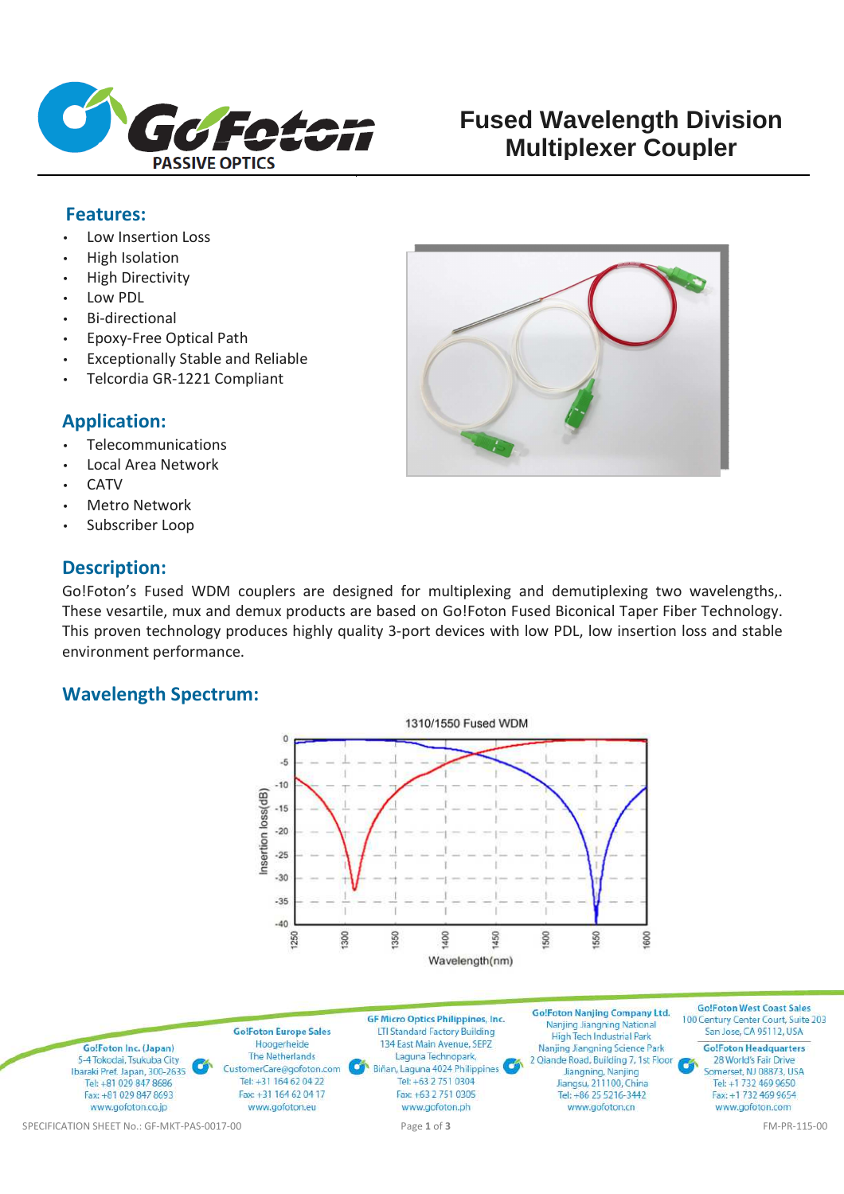# Fused Wavelength Division Multiplexer Coupler

## Features:

- Low Insertion Loss
- High Isolation
- High Directivity
- Low PDL
- Bi-directional
- Epoxy-Free Optical Path
- Exceptionally Stable and Reliable
- Telcordia GR-1221 Compliant

## Application:

- Telecommunications
- Local Area Network
- CATV
- Metro Network
- Subscriber Loop

## Description:

Go!Foton's Fused WDM couplers are designed for multiplexing and demutiplexing two wavelengths,. These vesartile, mux and demux products are based on Go!Foton Fused Biconical Taper Fiber Technology. This proven technology produces highly quality 3-port devices with low PDL, low insertion loss and stable environment performance.

## Wavelength Spectrum:

1310/1550 Fused WDM

Insertion loss(dB)

Wavelength(nm)

---

**Go!Foton Inc. (Japan)**
5-4 Tokodai, Tsukuba City
Ibaraki Pref. Japan, 300-2635
Tel: +81 029 847 8686
Fax: +81 029 847 8693
www.gofoton.co.jp

**Go!Foton Europe Sales**
Hoogerheide
The Netherlands
CustomerCare@gofoton.com
Tel: +31 164 62 04 22
Fax: +31 164 62 04 17
www.gofoton.eu

**GF Micro Optics Philippines, Inc.**
LTI Standard Factory Building
134 East Main Avenue, SEPZ
Laguna Technopark,
Biñan, Laguna 4024 Philippines
Tel: +63 2 751 0304
Fax: +63 2 751 0305
www.gofoton.ph

**Go!Foton Nanjing Company Ltd.**
Nanjing Jiangning National
High Tech Industrial Park
Nanjing Jiangning Science Park
2 Qiande Road, Building 7, 1st Floor
Jiangning, Nanjing
Jiangsu, 211100, China
Tel: +86 25 5216-3442
www.gofoton.cn

**Go!Foton West Coast Sales**
100 Century Center Court, Suite 203
San Jose, CA 95112, USA

**Go!Foton Headquarters**
28 World's Fair Drive
Somerset, NJ 08873, USA
Tel: +1 732 469 9650
Fax: +1 732 469 9654
www.gofoton.com

SPECIFICATION SHEET No.: GF-MKT-PAS-0017-00

FM-PR-115-00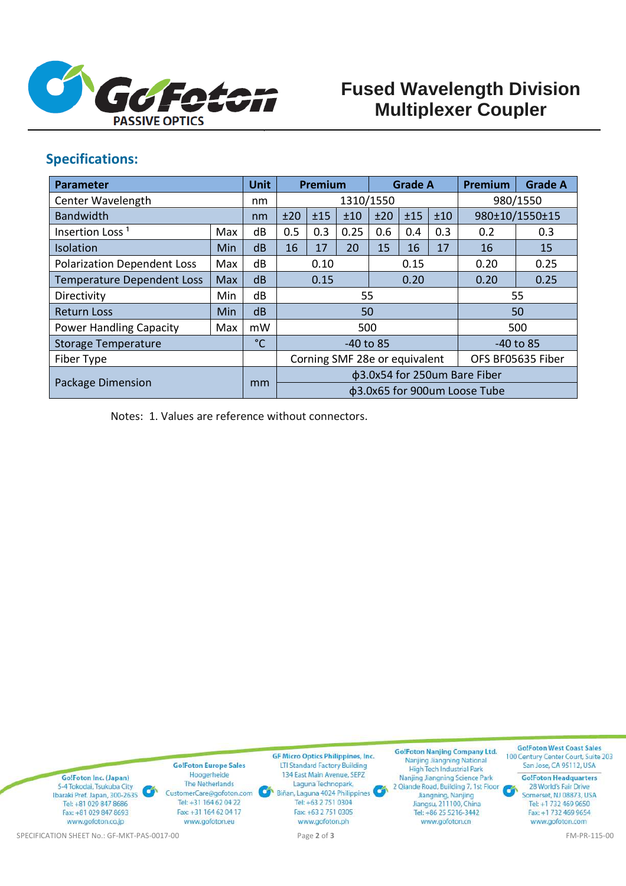# Fused Wavelength Division Multiplexer Coupler

## Specifications:

| Parameter | | Unit | Premium | | | Grade A | | | Premium | Grade A |
|---|---|---|---|---|---|---|---|---|---|---|
| Center Wavelength | | nm | 1310/1550 | | | | | | 980/1550 | |
| Bandwidth | | nm | ±20 | ±15 | ±10 | ±20 | ±15 | ±10 | 980±10/1550±15 | |
| Insertion Loss [1] | Max | dB | 0.5 | 0.3 | 0.25 | 0.6 | 0.4 | 0.3 | 0.2 | 0.3 |
| Isolation | Min | dB | 16 | 17 | 20 | 15 | 16 | 17 | 16 | 15 |
| Polarization Dependent Loss | Max | dB | 0.10 | | | 0.15 | | | 0.20 | 0.25 |
| Temperature Dependent Loss | Max | dB | 0.15 | | | 0.20 | | | 0.20 | 0.25 |
| Directivity | Min | dB | 55 | | | | | | 55 | |
| Return Loss | Min | dB | 50 | | | | | | 50 | |
| Power Handling Capacity | Max | mW | 500 | | | | | | 500 | |
| Storage Temperature | | °C | -40 to 85 | | | | | | -40 to 85 | |
| Fiber Type | | | Corning SMF 28e or equivalent | | | | | | OFS BF05635 Fiber | |
| Package Dimension | | mm | ϕ3.0x54 for 250um Bare Fiber | | | | | | | |
| | | | ϕ3.0x65 for 900um Loose Tube | | | | | | | |

Notes: 1. Values are reference without connectors.

**Go!Foton Inc. (Japan)**
5-4 Tokodai, Tsukuba City
Ibaraki Pref. Japan, 300-2635
Tel: +81 029 847 8686
Fax: +81 029 847 8693
www.gofoton.co.jp

**Go!Foton Europe Sales**
Hoogerheide
The Netherlands
CustomerCare@gofoton.com
Tel: +31 164 62 04 22
Fax: +31 164 62 04 17
www.gofoton.eu

**GF Micro Optics Philippines, Inc.**
LTI Standard Factory Building
134 East Main Avenue, SEPZ
Laguna Technopark,
Biñan, Laguna 4024 Philippines
Tel: +63 2 751 0304
Fax: +63 2 751 0305
www.gofoton.ph

**Go!Foton Nanjing Company Ltd.**
Nanjing Jiangning National
High Tech Industrial Park
Nanjing Jiangning Science Park
2 Qiande Road, Building 7, 1st Floor
Jiangning, Nanjing
Jiangsu, 211100, China
Tel: +86 25 5216-3442
www.gofoton.cn

**Go!Foton West Coast Sales**
100 Century Center Court, Suite 203
San Jose, CA 95112, USA

**Go!Foton Headquarters**
28 World's Fair Drive
Somerset, NJ 08873, USA
Tel: +1 732 469 9650
Fax: +1 732 469 9654
www.gofoton.com

SPECIFICATION SHEET No.: GF-MKT-PAS-0017-00

FM-PR-115-00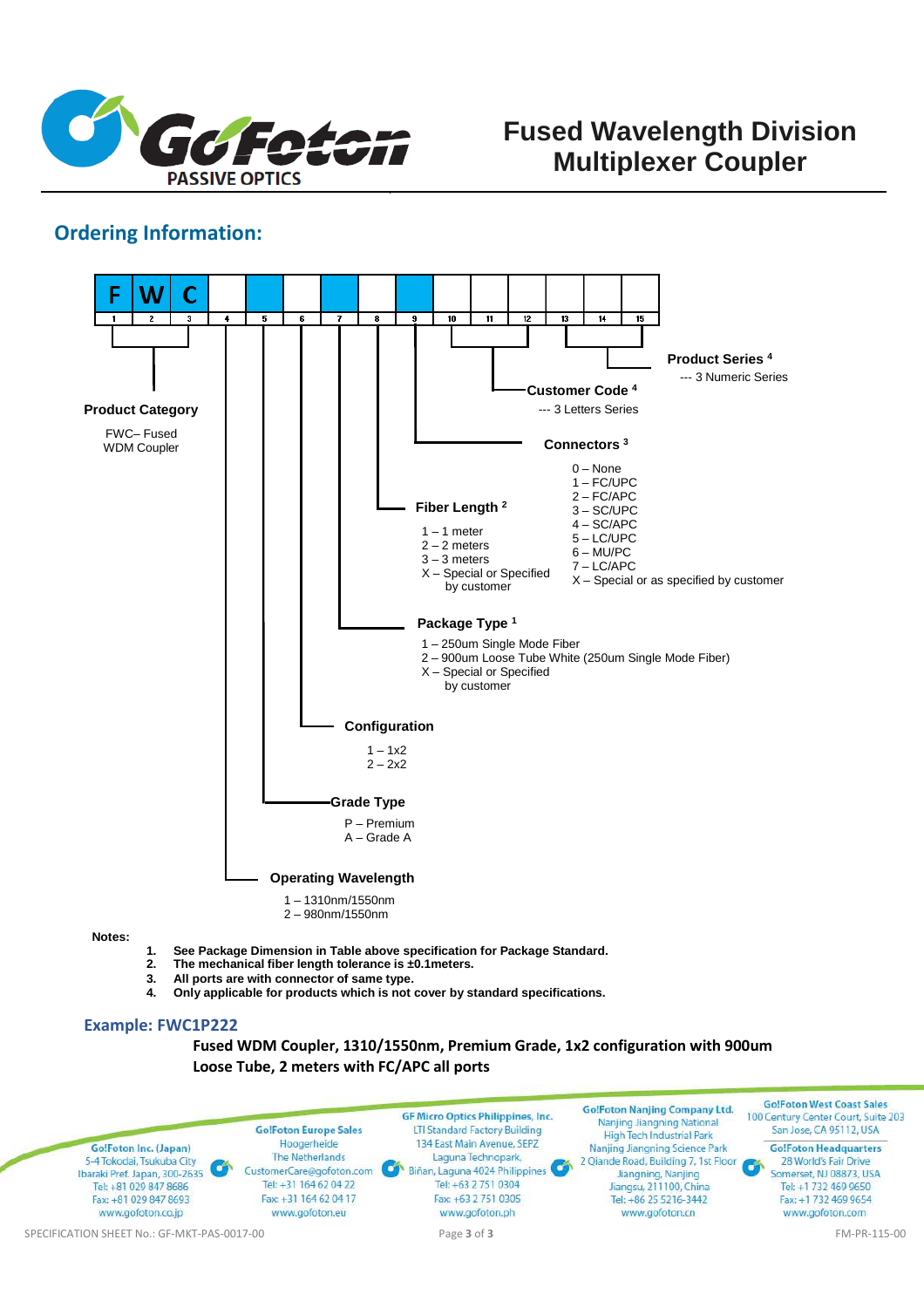# Fused Wavelength Division Multiplexer Coupler

## Ordering Information:

| F | W | C | | | | | | | | | | | | |
|---|---|---|---|---|---|---|---|---|---|---|---|---|---|---|
| 1 | 2 | 3 | 4 | 5 | 6 | 7 | 8 | 9 | 10 | 11 | 12 | 13 | 14 | 15 |

**Product Series** [4]
--- 3 Numeric Series

**Customer Code** [4]
--- 3 Letters Series

**Product Category**
FWC– Fused WDM Coupler

**Connectors** [3]
- 0 – None
- 1 – FC/UPC
- 2 – FC/APC
- 3 – SC/UPC
- 4 – SC/APC
- 5 – LC/UPC
- 6 – MU/PC
- 7 – LC/APC
- X – Special or as specified by customer

**Fiber Length** [2]
- 1 – 1 meter
- 2 – 2 meters
- 3 – 3 meters
- X – Special or Specified by customer

**Package Type** [1]
- 1 – 250um Single Mode Fiber
- 2 – 900um Loose Tube White (250um Single Mode Fiber)
- X – Special or Specified by customer

**Configuration**
- 1 – 1x2
- 2 – 2x2

**Grade Type**
- P – Premium
- A – Grade A

**Operating Wavelength**
- 1 – 1310nm/1550nm
- 2 – 980nm/1550nm

**Notes:**

1. **See Package Dimension in Table above specification for Package Standard.**
2. **The mechanical fiber length tolerance is ±0.1meters.**
3. **All ports are with connector of same type.**
4. **Only applicable for products which is not cover by standard specifications.**

### Example: FWC1P222

**Fused WDM Coupler, 1310/1550nm, Premium Grade, 1x2 configuration with 900um Loose Tube, 2 meters with FC/APC all ports**

**Go!Foton Inc. (Japan)**
5-4 Tokodai, Tsukuba City
Ibaraki Pref. Japan, 300-2635
Tel: +81 029 847 8686
Fax: +81 029 847 8693
www.gofoton.co.jp

**Go!Foton Europe Sales**
Hoogerheide
The Netherlands
CustomerCare@gofoton.com
Tel: +31 164 62 04 22
Fax: +31 164 62 04 17
www.gofoton.eu

**GF Micro Optics Philippines, Inc.**
LTI Standard Factory Building
134 East Main Avenue, SEPZ
Laguna Technopark,
Biñan, Laguna 4024 Philippines
Tel: +63 2 751 0304
Fax: +63 2 751 0305
www.gofoton.ph

**Go!Foton Nanjing Company Ltd.**
Nanjing Jiangning National
High Tech Industrial Park
Nanjing Jiangning Science Park
2 Qiande Road, Building 7, 1st Floor
Jiangning, Nanjing
Jiangsu, 211100, China
Tel: +86 25 5216-3442
www.gofoton.cn

**Go!Foton West Coast Sales**
100 Century Center Court, Suite 203
San Jose, CA 95112, USA

**Go!Foton Headquarters**
28 World's Fair Drive
Somerset, NJ 08873, USA
Tel: +1 732 469 9650
Fax: +1 732 469 9654
www.gofoton.com

SPECIFICATION SHEET No.: GF-MKT-PAS-0017-00 FM-PR-115-00